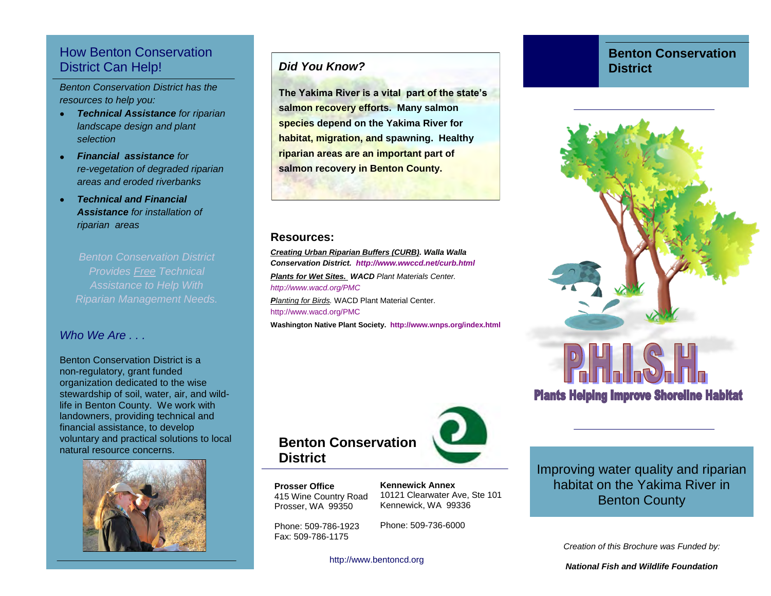## How Benton Conservation District Can Help!

*Benton Conservation District has the resources to help you:*

- ***Technical Assistance*** *for riparian landscape design and plant selection*
- ***Financial assistance*** *for re-vegetation of degraded riparian areas and eroded riverbanks*
- ***Technical and Financial Assistance*** *for installation of riparian areas*

*Benton Conservation District Provides Free Technical Assistance to Help With Riparian Management Needs.*

### *Who We Are . . .*

Benton Conservation District is a non-regulatory, grant funded organization dedicated to the wise stewardship of soil, water, air, and wildlife in Benton County. We work with landowners, providing technical and financial assistance, to develop voluntary and practical solutions to local natural resource concerns.

### *Did You Know?*

**The Yakima River is a vital part of the state's salmon recovery efforts. Many salmon species depend on the Yakima River for habitat, migration, and spawning. Healthy riparian areas are an important part of salmon recovery in Benton County.**

### Resources:

***Creating Urban Riparian Buffers (CURB). Walla Walla Conservation District.*** ***http://www.wwccd.net/curb.html***

***Plants for Wet Sites.*** ***WACD*** *Plant Materials Center.* *http://www.wacd.org/PMC*

*Planting for Birds.* WACD Plant Material Center. http://www.wacd.org/PMC

**Washington Native Plant Society. http://www.wnps.org/index.html**

## Benton Conservation District

**Prosser Office**
415 Wine Country Road
Prosser, WA 99350

Phone: 509-786-1923
Fax: 509-786-1175

**Kennewick Annex**
10121 Clearwater Ave, Ste 101
Kennewick, WA 99336

Phone: 509-736-6000

http://www.bentoncd.org

## Benton Conservation District

# P.H.I.S.H.

**Plants Helping Improve Shoreline Habitat**

Improving water quality and riparian habitat on the Yakima River in Benton County

*Creation of this Brochure was Funded by:*

***National Fish and Wildlife Foundation***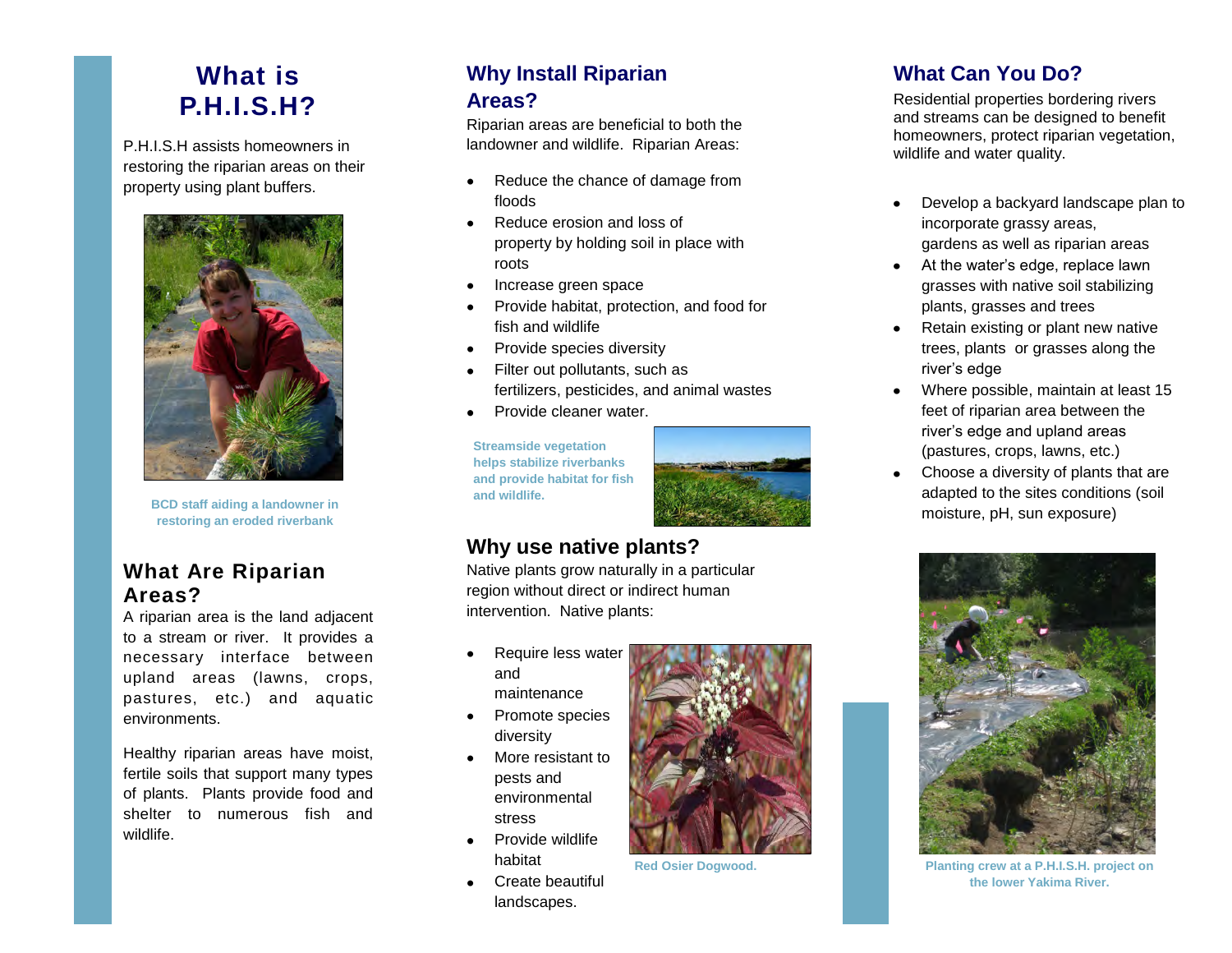## What is P.H.I.S.H?

P.H.I.S.H assists homeowners in restoring the riparian areas on their property using plant buffers.

BCD staff aiding a landowner in restoring an eroded riverbank

## What Are Riparian Areas?

A riparian area is the land adjacent to a stream or river. It provides a necessary interface between upland areas (lawns, crops, pastures, etc.) and aquatic environments.

Healthy riparian areas have moist, fertile soils that support many types of plants. Plants provide food and shelter to numerous fish and wildlife.

## Why Install Riparian Areas?

Riparian areas are beneficial to both the landowner and wildlife. Riparian Areas:

- Reduce the chance of damage from floods
- Reduce erosion and loss of property by holding soil in place with roots
- Increase green space
- Provide habitat, protection, and food for fish and wildlife
- Provide species diversity
- Filter out pollutants, such as fertilizers, pesticides, and animal wastes
- Provide cleaner water.

Streamside vegetation helps stabilize riverbanks and provide habitat for fish and wildlife.

## Why use native plants?

Native plants grow naturally in a particular region without direct or indirect human intervention. Native plants:

- Require less water and maintenance
- Promote species diversity
- More resistant to pests and environmental stress
- Provide wildlife habitat
- Create beautiful landscapes.

Red Osier Dogwood.

## What Can You Do?

Residential properties bordering rivers and streams can be designed to benefit homeowners, protect riparian vegetation, wildlife and water quality.

- Develop a backyard landscape plan to incorporate grassy areas, gardens as well as riparian areas
- At the water's edge, replace lawn grasses with native soil stabilizing plants, grasses and trees
- Retain existing or plant new native trees, plants or grasses along the river's edge
- Where possible, maintain at least 15 feet of riparian area between the river's edge and upland areas (pastures, crops, lawns, etc.)
- Choose a diversity of plants that are adapted to the sites conditions (soil moisture, pH, sun exposure)

Planting crew at a P.H.I.S.H. project on the lower Yakima River.